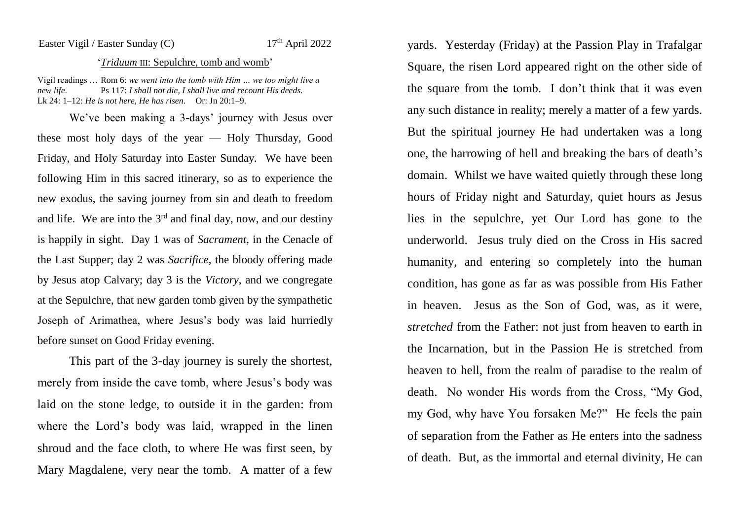Easter Vigil / Easter Sunday (C) 17th April 2022

'*Triduum* III: Sepulchre, tomb and womb'

Vigil readings … Rom 6: *we went into the tomb with Him … we too might live a new life*. Ps 117: *I shall not die, I shall live and recount His deeds.* Lk 24: 1–12: *He is not here, He has risen*. Or: Jn 20:1–9.

We've been making a 3-days' journey with Jesus over these most holy days of the year — Holy Thursday, Good Friday, and Holy Saturday into Easter Sunday. We have been following Him in this sacred itinerary, so as to experience the new exodus, the saving journey from sin and death to freedom and life. We are into the 3rd and final day, now, and our destiny is happily in sight. Day 1 was of *Sacrament*, in the Cenacle of the Last Supper; day 2 was *Sacrifice*, the bloody offering made by Jesus atop Calvary; day 3 is the *Victory*, and we congregate at the Sepulchre, that new garden tomb given by the sympathetic Joseph of Arimathea, where Jesus's body was laid hurriedly before sunset on Good Friday evening.

This part of the 3-day journey is surely the shortest, merely from inside the cave tomb, where Jesus's body was laid on the stone ledge, to outside it in the garden: from where the Lord's body was laid, wrapped in the linen shroud and the face cloth, to where He was first seen, by Mary Magdalene, very near the tomb. A matter of a few yards. Yesterday (Friday) at the Passion Play in Trafalgar Square, the risen Lord appeared right on the other side of the square from the tomb. I don't think that it was even any such distance in reality; merely a matter of a few yards. But the spiritual journey He had undertaken was a long one, the harrowing of hell and breaking the bars of death's domain. Whilst we have waited quietly through these long hours of Friday night and Saturday, quiet hours as Jesus lies in the sepulchre, yet Our Lord has gone to the underworld. Jesus truly died on the Cross in His sacred humanity, and entering so completely into the human condition, has gone as far as was possible from His Father in heaven. Jesus as the Son of God, was, as it were, *stretched* from the Father: not just from heaven to earth in the Incarnation, but in the Passion He is stretched from heaven to hell, from the realm of paradise to the realm of death. No wonder His words from the Cross, "My God, my God, why have You forsaken Me?" He feels the pain of separation from the Father as He enters into the sadness of death. But, as the immortal and eternal divinity, He can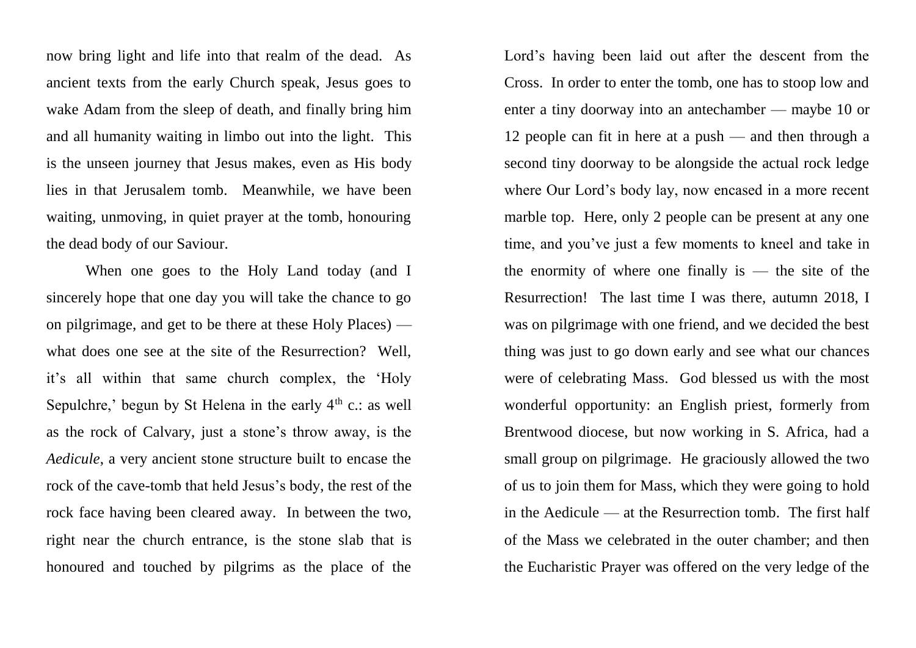now bring light and life into that realm of the dead. As ancient texts from the early Church speak, Jesus goes to wake Adam from the sleep of death, and finally bring him and all humanity waiting in limbo out into the light. This is the unseen journey that Jesus makes, even as His body lies in that Jerusalem tomb. Meanwhile, we have been waiting, unmoving, in quiet prayer at the tomb, honouring the dead body of our Saviour.

When one goes to the Holy Land today (and I sincerely hope that one day you will take the chance to go on pilgrimage, and get to be there at these Holy Places) — what does one see at the site of the Resurrection? Well, it's all within that same church complex, the 'Holy Sepulchre,' begun by St Helena in the early 4th c.: as well as the rock of Calvary, just a stone's throw away, is the *Aedicule*, a very ancient stone structure built to encase the rock of the cave-tomb that held Jesus's body, the rest of the rock face having been cleared away. In between the two, right near the church entrance, is the stone slab that is honoured and touched by pilgrims as the place of the Lord's having been laid out after the descent from the Cross. In order to enter the tomb, one has to stoop low and enter a tiny doorway into an antechamber — maybe 10 or 12 people can fit in here at a push — and then through a second tiny doorway to be alongside the actual rock ledge where Our Lord's body lay, now encased in a more recent marble top. Here, only 2 people can be present at any one time, and you've just a few moments to kneel and take in the enormity of where one finally is — the site of the Resurrection! The last time I was there, autumn 2018, I was on pilgrimage with one friend, and we decided the best thing was just to go down early and see what our chances were of celebrating Mass. God blessed us with the most wonderful opportunity: an English priest, formerly from Brentwood diocese, but now working in S. Africa, had a small group on pilgrimage. He graciously allowed the two of us to join them for Mass, which they were going to hold in the Aedicule — at the Resurrection tomb. The first half of the Mass we celebrated in the outer chamber; and then the Eucharistic Prayer was offered on the very ledge of the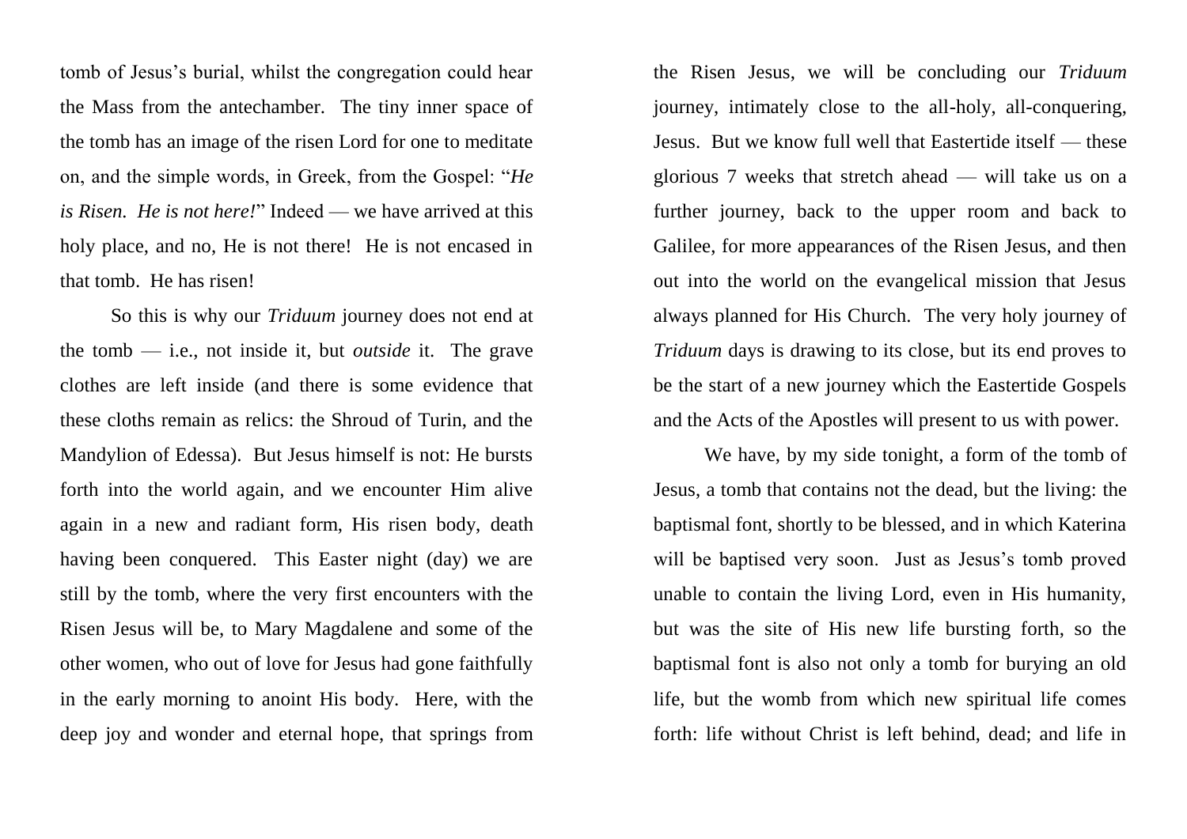tomb of Jesus's burial, whilst the congregation could hear the Mass from the antechamber. The tiny inner space of the tomb has an image of the risen Lord for one to meditate on, and the simple words, in Greek, from the Gospel: "*He is Risen. He is not here!*" Indeed — we have arrived at this holy place, and no, He is not there! He is not encased in that tomb. He has risen!

So this is why our *Triduum* journey does not end at the tomb — i.e., not inside it, but *outside* it. The grave clothes are left inside (and there is some evidence that these cloths remain as relics: the Shroud of Turin, and the Mandylion of Edessa). But Jesus himself is not: He bursts forth into the world again, and we encounter Him alive again in a new and radiant form, His risen body, death having been conquered. This Easter night (day) we are still by the tomb, where the very first encounters with the Risen Jesus will be, to Mary Magdalene and some of the other women, who out of love for Jesus had gone faithfully in the early morning to anoint His body. Here, with the deep joy and wonder and eternal hope, that springs from the Risen Jesus, we will be concluding our *Triduum* journey, intimately close to the all-holy, all-conquering, Jesus. But we know full well that Eastertide itself — these glorious 7 weeks that stretch ahead — will take us on a further journey, back to the upper room and back to Galilee, for more appearances of the Risen Jesus, and then out into the world on the evangelical mission that Jesus always planned for His Church. The very holy journey of *Triduum* days is drawing to its close, but its end proves to be the start of a new journey which the Eastertide Gospels and the Acts of the Apostles will present to us with power.

We have, by my side tonight, a form of the tomb of Jesus, a tomb that contains not the dead, but the living: the baptismal font, shortly to be blessed, and in which Katerina will be baptised very soon. Just as Jesus's tomb proved unable to contain the living Lord, even in His humanity, but was the site of His new life bursting forth, so the baptismal font is also not only a tomb for burying an old life, but the womb from which new spiritual life comes forth: life without Christ is left behind, dead; and life in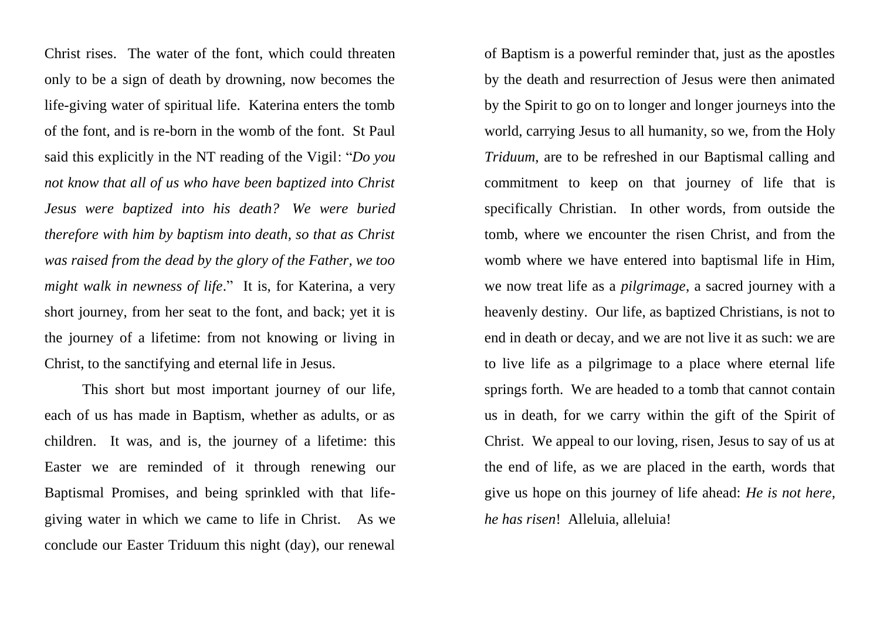Christ rises. The water of the font, which could threaten only to be a sign of death by drowning, now becomes the life-giving water of spiritual life. Katerina enters the tomb of the font, and is re-born in the womb of the font. St Paul said this explicitly in the NT reading of the Vigil: "*Do you not know that all of us who have been baptized into Christ Jesus were baptized into his death? We were buried therefore with him by baptism into death, so that as Christ was raised from the dead by the glory of the Father, we too might walk in newness of life*." It is, for Katerina, a very short journey, from her seat to the font, and back; yet it is the journey of a lifetime: from not knowing or living in Christ, to the sanctifying and eternal life in Jesus.

This short but most important journey of our life, each of us has made in Baptism, whether as adults, or as children. It was, and is, the journey of a lifetime: this Easter we are reminded of it through renewing our Baptismal Promises, and being sprinkled with that life-giving water in which we came to life in Christ. As we conclude our Easter Triduum this night (day), our renewal of Baptism is a powerful reminder that, just as the apostles by the death and resurrection of Jesus were then animated by the Spirit to go on to longer and longer journeys into the world, carrying Jesus to all humanity, so we, from the Holy *Triduum*, are to be refreshed in our Baptismal calling and commitment to keep on that journey of life that is specifically Christian. In other words, from outside the tomb, where we encounter the risen Christ, and from the womb where we have entered into baptismal life in Him, we now treat life as a *pilgrimage*, a sacred journey with a heavenly destiny. Our life, as baptized Christians, is not to end in death or decay, and we are not live it as such: we are to live life as a pilgrimage to a place where eternal life springs forth. We are headed to a tomb that cannot contain us in death, for we carry within the gift of the Spirit of Christ. We appeal to our loving, risen, Jesus to say of us at the end of life, as we are placed in the earth, words that give us hope on this journey of life ahead: *He is not here, he has risen*! Alleluia, alleluia!